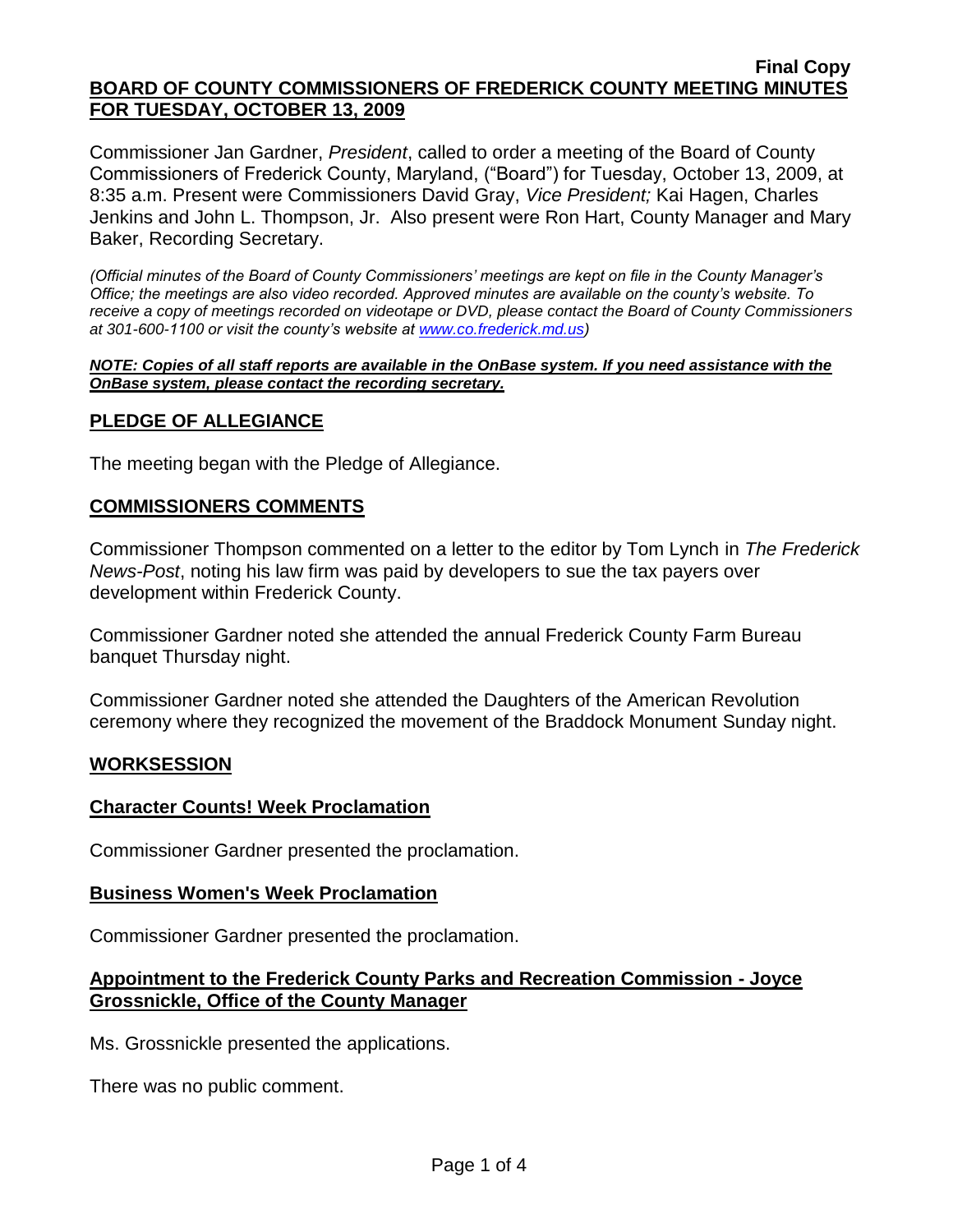**Final Copy**

# BOARD OF COUNTY COMMISSIONERS OF FREDERICK COUNTY MEETING MINUTES FOR TUESDAY, OCTOBER 13, 2009

Commissioner Jan Gardner, *President*, called to order a meeting of the Board of County Commissioners of Frederick County, Maryland, ("Board") for Tuesday, October 13, 2009, at 8:35 a.m. Present were Commissioners David Gray, *Vice President;* Kai Hagen, Charles Jenkins and John L. Thompson, Jr. Also present were Ron Hart, County Manager and Mary Baker, Recording Secretary.

*(Official minutes of the Board of County Commissioners' meetings are kept on file in the County Manager's Office; the meetings are also video recorded. Approved minutes are available on the county's website. To receive a copy of meetings recorded on videotape or DVD, please contact the Board of County Commissioners at 301-600-1100 or visit the county's website at [www.co.frederick.md.us](http://www.co.frederick.md.us))*

***NOTE: Copies of all staff reports are available in the OnBase system. If you need assistance with the OnBase system, please contact the recording secretary.***

## PLEDGE OF ALLEGIANCE

The meeting began with the Pledge of Allegiance.

## COMMISSIONERS COMMENTS

Commissioner Thompson commented on a letter to the editor by Tom Lynch in *The Frederick News-Post*, noting his law firm was paid by developers to sue the tax payers over development within Frederick County.

Commissioner Gardner noted she attended the annual Frederick County Farm Bureau banquet Thursday night.

Commissioner Gardner noted she attended the Daughters of the American Revolution ceremony where they recognized the movement of the Braddock Monument Sunday night.

## WORKSESSION

### Character Counts! Week Proclamation

Commissioner Gardner presented the proclamation.

### Business Women's Week Proclamation

Commissioner Gardner presented the proclamation.

### Appointment to the Frederick County Parks and Recreation Commission - Joyce Grossnickle, Office of the County Manager

Ms. Grossnickle presented the applications.

There was no public comment.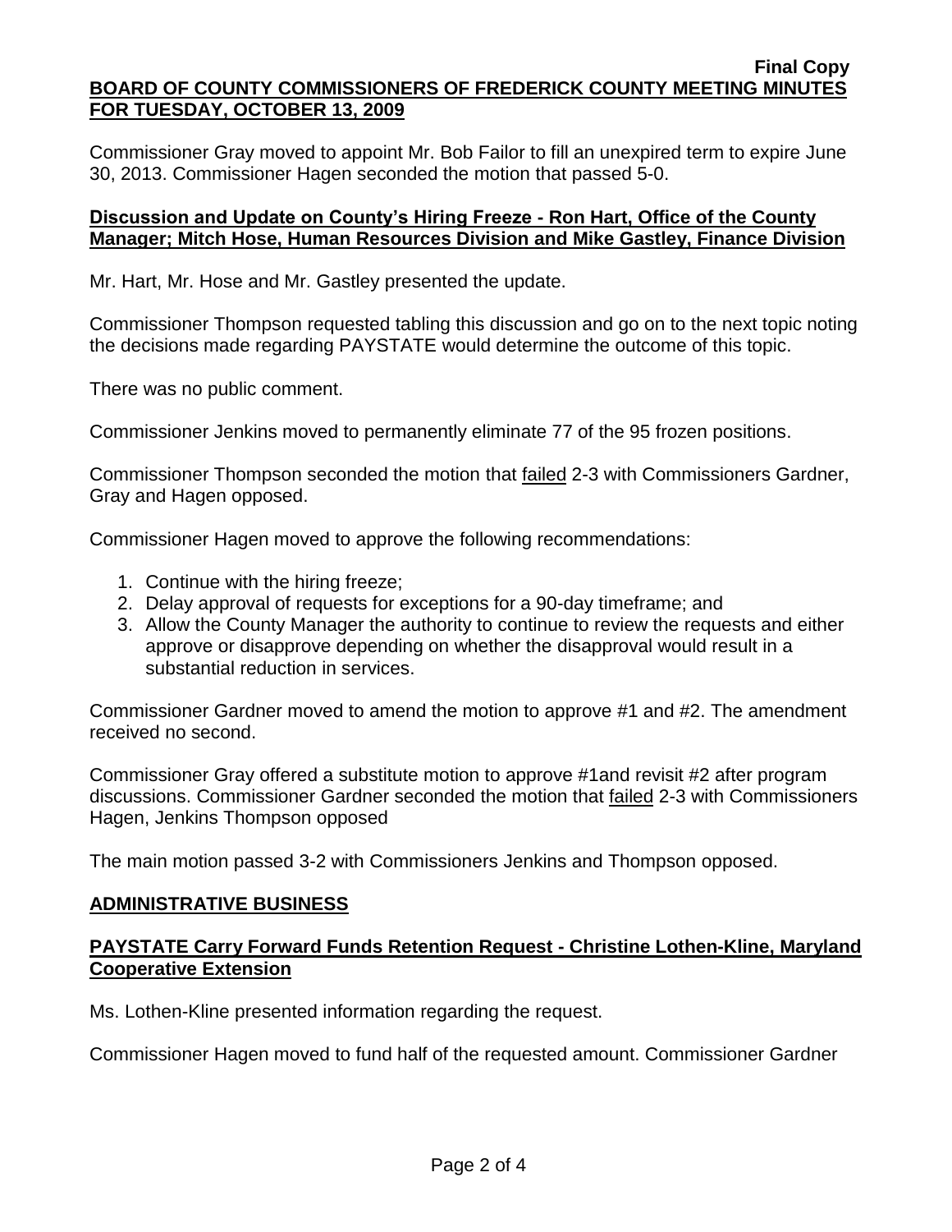Commissioner Gray moved to appoint Mr. Bob Failor to fill an unexpired term to expire June 30, 2013. Commissioner Hagen seconded the motion that passed 5-0.

**Discussion and Update on County's Hiring Freeze - Ron Hart, Office of the County Manager; Mitch Hose, Human Resources Division and Mike Gastley, Finance Division**

Mr. Hart, Mr. Hose and Mr. Gastley presented the update.

Commissioner Thompson requested tabling this discussion and go on to the next topic noting the decisions made regarding PAYSTATE would determine the outcome of this topic.

There was no public comment.

Commissioner Jenkins moved to permanently eliminate 77 of the 95 frozen positions.

Commissioner Thompson seconded the motion that failed 2-3 with Commissioners Gardner, Gray and Hagen opposed.

Commissioner Hagen moved to approve the following recommendations:

1. Continue with the hiring freeze;
2. Delay approval of requests for exceptions for a 90-day timeframe; and
3. Allow the County Manager the authority to continue to review the requests and either approve or disapprove depending on whether the disapproval would result in a substantial reduction in services.

Commissioner Gardner moved to amend the motion to approve #1 and #2. The amendment received no second.

Commissioner Gray offered a substitute motion to approve #1and revisit #2 after program discussions. Commissioner Gardner seconded the motion that failed 2-3 with Commissioners Hagen, Jenkins Thompson opposed

The main motion passed 3-2 with Commissioners Jenkins and Thompson opposed.

**ADMINISTRATIVE BUSINESS**

**PAYSTATE Carry Forward Funds Retention Request - Christine Lothen-Kline, Maryland Cooperative Extension**

Ms. Lothen-Kline presented information regarding the request.

Commissioner Hagen moved to fund half of the requested amount. Commissioner Gardner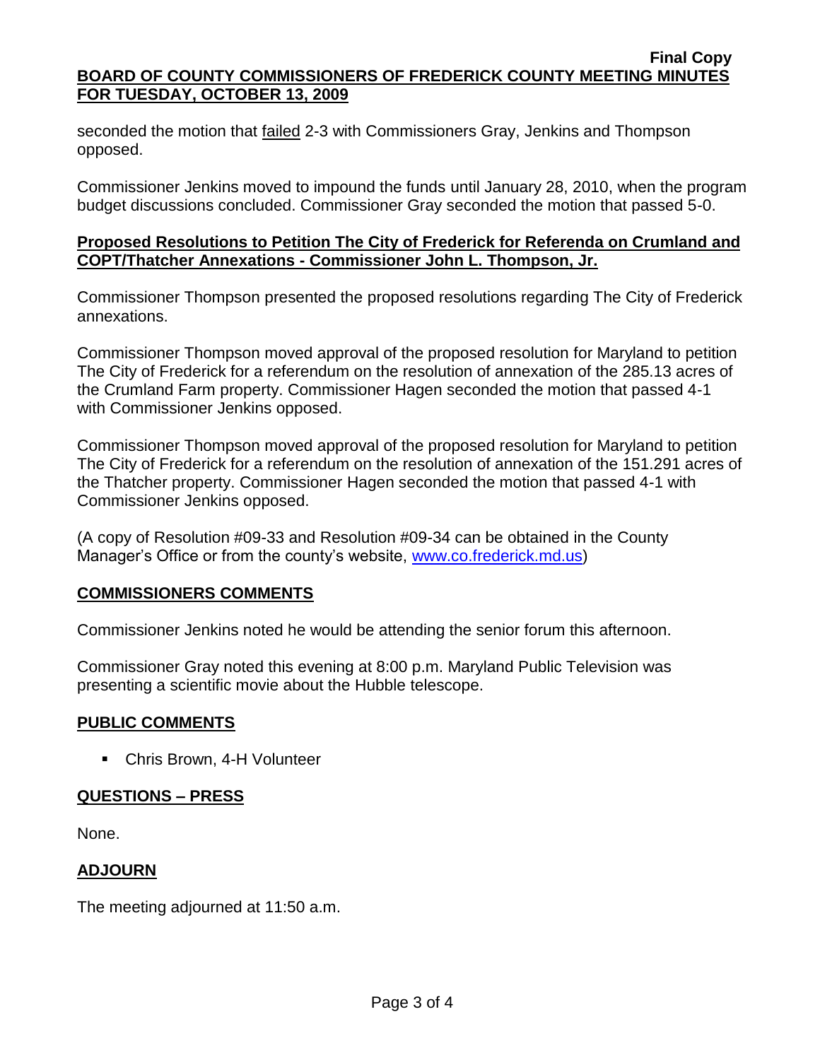seconded the motion that failed 2-3 with Commissioners Gray, Jenkins and Thompson opposed.

Commissioner Jenkins moved to impound the funds until January 28, 2010, when the program budget discussions concluded. Commissioner Gray seconded the motion that passed 5-0.

**Proposed Resolutions to Petition The City of Frederick for Referenda on Crumland and COPT/Thatcher Annexations - Commissioner John L. Thompson, Jr.**

Commissioner Thompson presented the proposed resolutions regarding The City of Frederick annexations.

Commissioner Thompson moved approval of the proposed resolution for Maryland to petition The City of Frederick for a referendum on the resolution of annexation of the 285.13 acres of the Crumland Farm property. Commissioner Hagen seconded the motion that passed 4-1 with Commissioner Jenkins opposed.

Commissioner Thompson moved approval of the proposed resolution for Maryland to petition The City of Frederick for a referendum on the resolution of annexation of the 151.291 acres of the Thatcher property. Commissioner Hagen seconded the motion that passed 4-1 with Commissioner Jenkins opposed.

(A copy of Resolution #09-33 and Resolution #09-34 can be obtained in the County Manager's Office or from the county's website, www.co.frederick.md.us)

## COMMISSIONERS COMMENTS

Commissioner Jenkins noted he would be attending the senior forum this afternoon.

Commissioner Gray noted this evening at 8:00 p.m. Maryland Public Television was presenting a scientific movie about the Hubble telescope.

## PUBLIC COMMENTS

- Chris Brown, 4-H Volunteer

## QUESTIONS – PRESS

None.

## ADJOURN

The meeting adjourned at 11:50 a.m.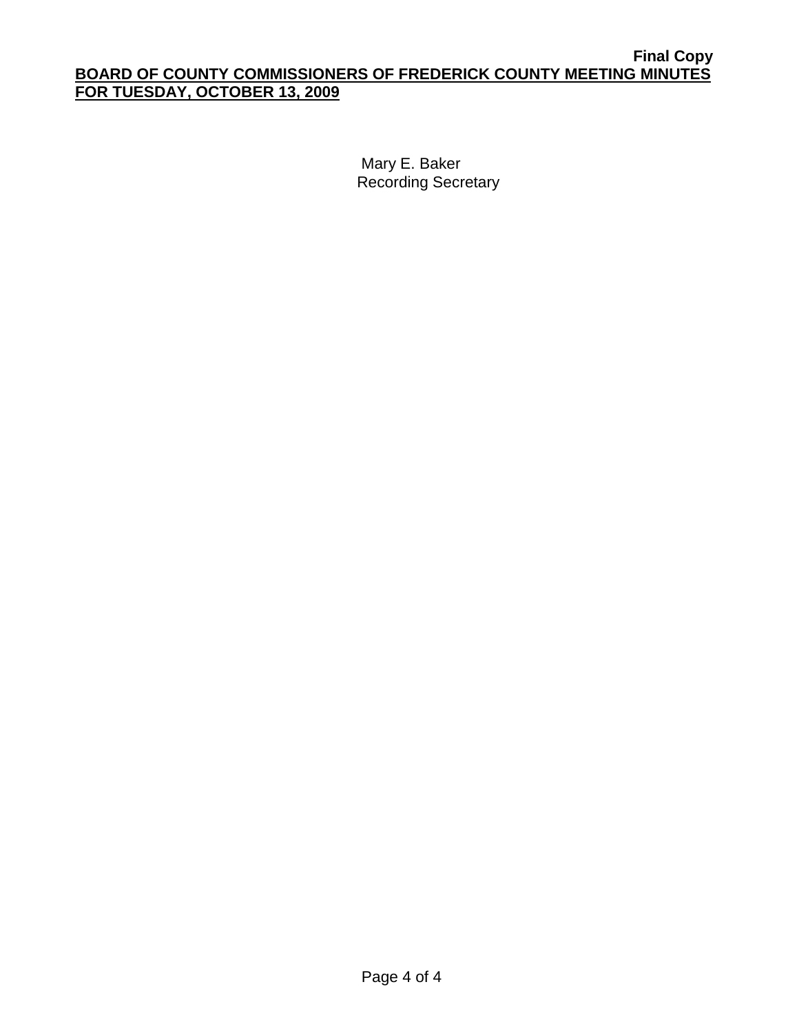Mary E. Baker
Recording Secretary